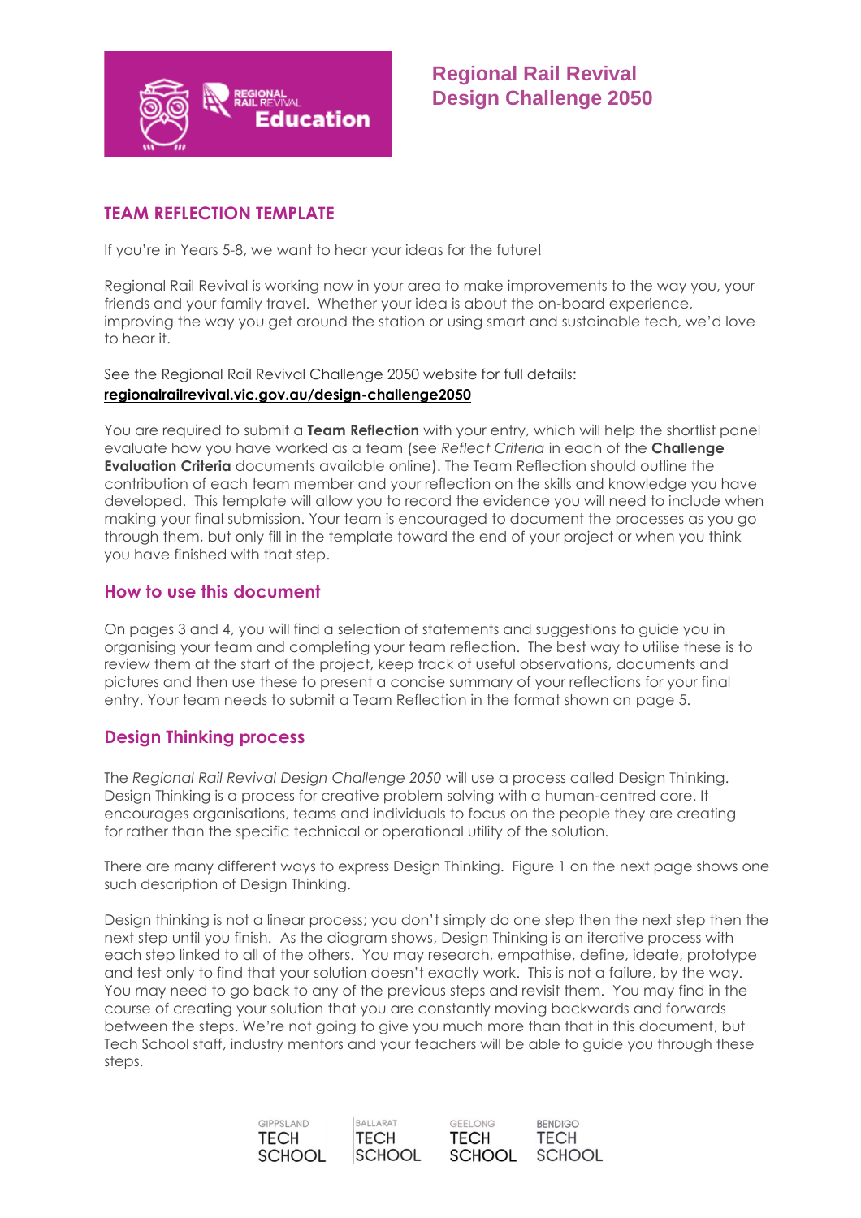# Regional Rail Revival Design Challenge 2050

## TEAM REFLECTION TEMPLATE

If you're in Years 5-8, we want to hear your ideas for the future!

Regional Rail Revival is working now in your area to make improvements to the way you, your friends and your family travel. Whether your idea is about the on-board experience, improving the way you get around the station or using smart and sustainable tech, we'd love to hear it.

See the Regional Rail Revival Challenge 2050 website for full details:
**regionalrailrevival.vic.gov.au/design-challenge2050**

You are required to submit a **Team Reflection** with your entry, which will help the shortlist panel evaluate how you have worked as a team (see *Reflect Criteria* in each of the **Challenge Evaluation Criteria** documents available online). The Team Reflection should outline the contribution of each team member and your reflection on the skills and knowledge you have developed. This template will allow you to record the evidence you will need to include when making your final submission. Your team is encouraged to document the processes as you go through them, but only fill in the template toward the end of your project or when you think you have finished with that step.

## How to use this document

On pages 3 and 4, you will find a selection of statements and suggestions to guide you in organising your team and completing your team reflection. The best way to utilise these is to review them at the start of the project, keep track of useful observations, documents and pictures and then use these to present a concise summary of your reflections for your final entry. Your team needs to submit a Team Reflection in the format shown on page 5.

## Design Thinking process

The *Regional Rail Revival Design Challenge 2050* will use a process called Design Thinking. Design Thinking is a process for creative problem solving with a human-centred core. It encourages organisations, teams and individuals to focus on the people they are creating for rather than the specific technical or operational utility of the solution.

There are many different ways to express Design Thinking. Figure 1 on the next page shows one such description of Design Thinking.

Design thinking is not a linear process; you don't simply do one step then the next step then the next step until you finish. As the diagram shows, Design Thinking is an iterative process with each step linked to all of the others. You may research, empathise, define, ideate, prototype and test only to find that your solution doesn't exactly work. This is not a failure, by the way. You may need to go back to any of the previous steps and revisit them. You may find in the course of creating your solution that you are constantly moving backwards and forwards between the steps. We're not going to give you much more than that in this document, but Tech School staff, industry mentors and your teachers will be able to guide you through these steps.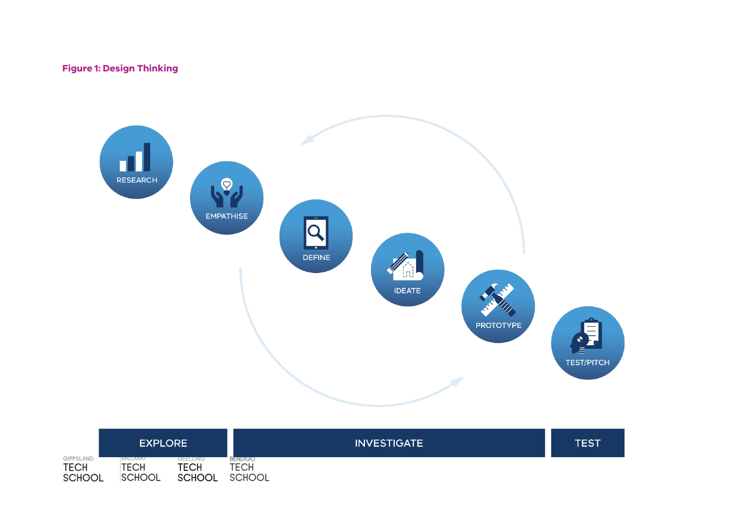**Figure 1: Design Thinking**

RESEARCH

EMPATHISE

DEFINE

IDEATE

PROTOTYPE

TEST/PITCH

| EXPLORE | INVESTIGATE | TEST |
|---|---|---|

GIPPSLAND TECH SCHOOL

BALLARAT TECH SCHOOL

GEELONG TECH SCHOOL

BENDIGO TECH SCHOOL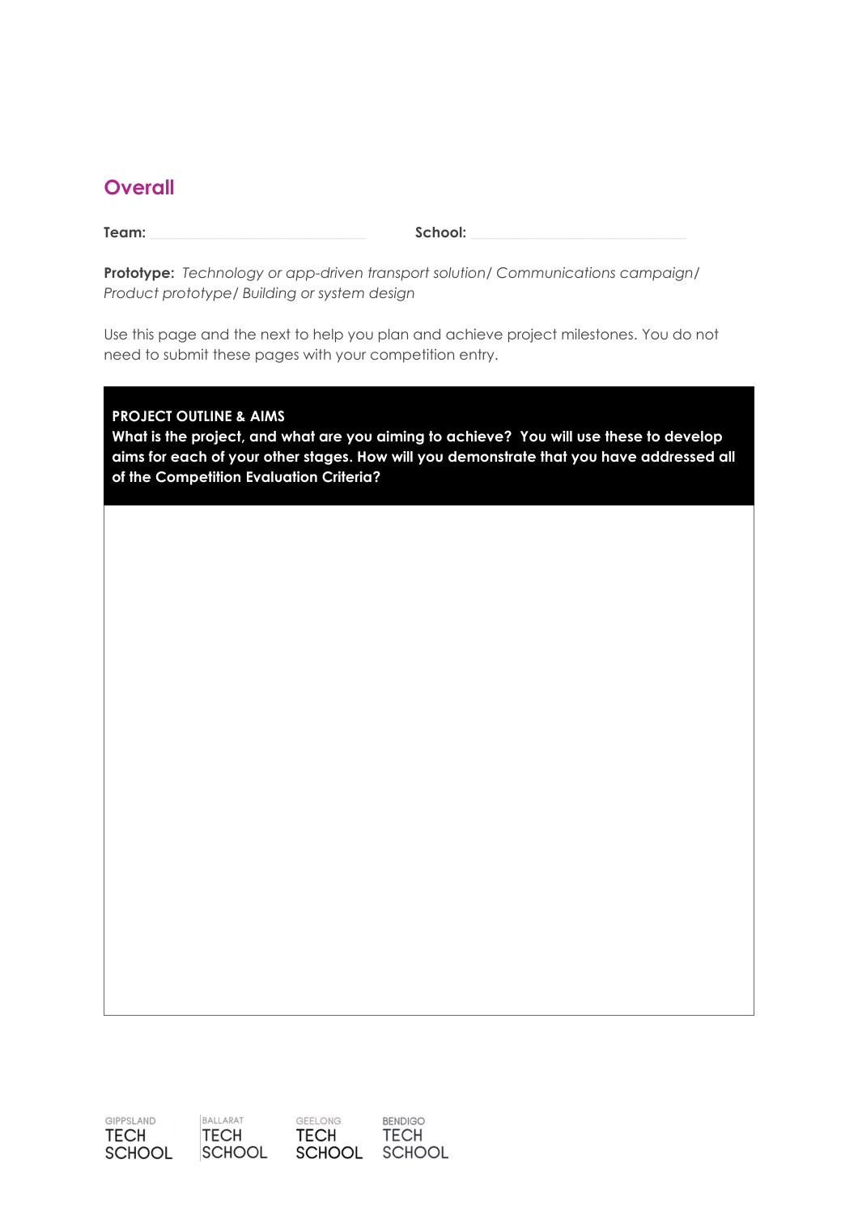## Overall

**Team:** ______________________ **School:** ______________________

**Prototype:** *Technology or app-driven transport solution/ Communications campaign/ Product prototype/ Building or system design*

Use this page and the next to help you plan and achieve project milestones. You do not need to submit these pages with your competition entry.

| **PROJECT OUTLINE & AIMS**<br>**What is the project, and what are you aiming to achieve? You will use these to develop aims for each of your other stages. How will you demonstrate that you have addressed all of the Competition Evaluation Criteria?** |
| --- |
| |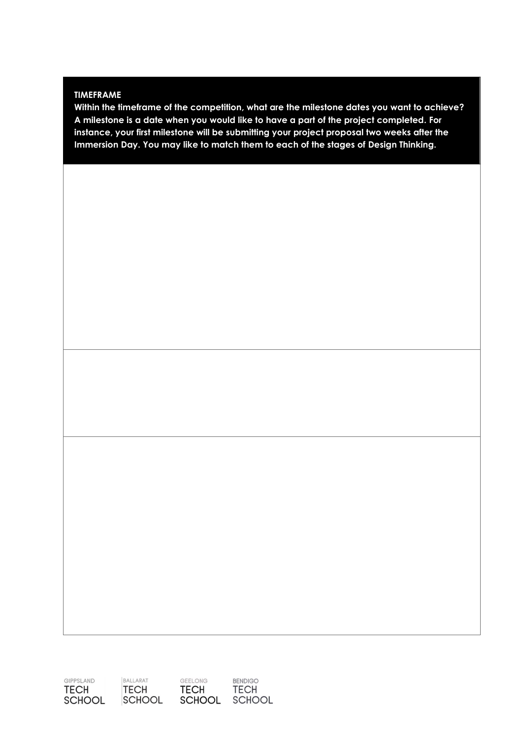**TIMEFRAME**

**Within the timeframe of the competition, what are the milestone dates you want to achieve? A milestone is a date when you would like to have a part of the project completed. For instance, your first milestone will be submitting your project proposal two weeks after the Immersion Day. You may like to match them to each of the stages of Design Thinking.**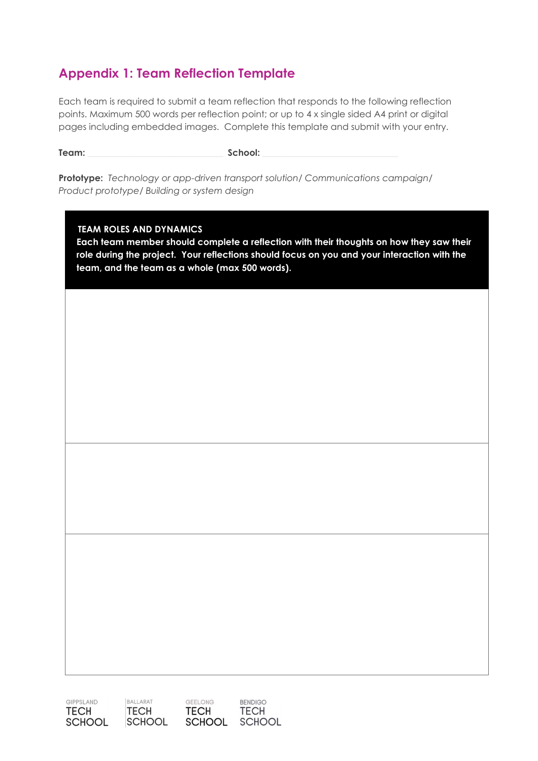## Appendix 1: Team Reflection Template

Each team is required to submit a team reflection that responds to the following reflection points. Maximum 500 words per reflection point; or up to 4 x single sided A4 print or digital pages including embedded images. Complete this template and submit with your entry.

**Team:** \_\_\_\_\_\_\_\_\_\_\_\_\_\_\_\_\_\_\_\_\_\_\_\_\_\_\_\_ **School:** \_\_\_\_\_\_\_\_\_\_\_\_\_\_\_\_\_\_\_\_\_\_\_\_\_\_\_\_

**Prototype:** *Technology or app-driven transport solution/ Communications campaign/ Product prototype/ Building or system design*

| **TEAM ROLES AND DYNAMICS**<br>**Each team member should complete a reflection with their thoughts on how they saw their role during the project. Your reflections should focus on you and your interaction with the team, and the team as a whole (max 500 words).** |
|---|
| |
| |
| |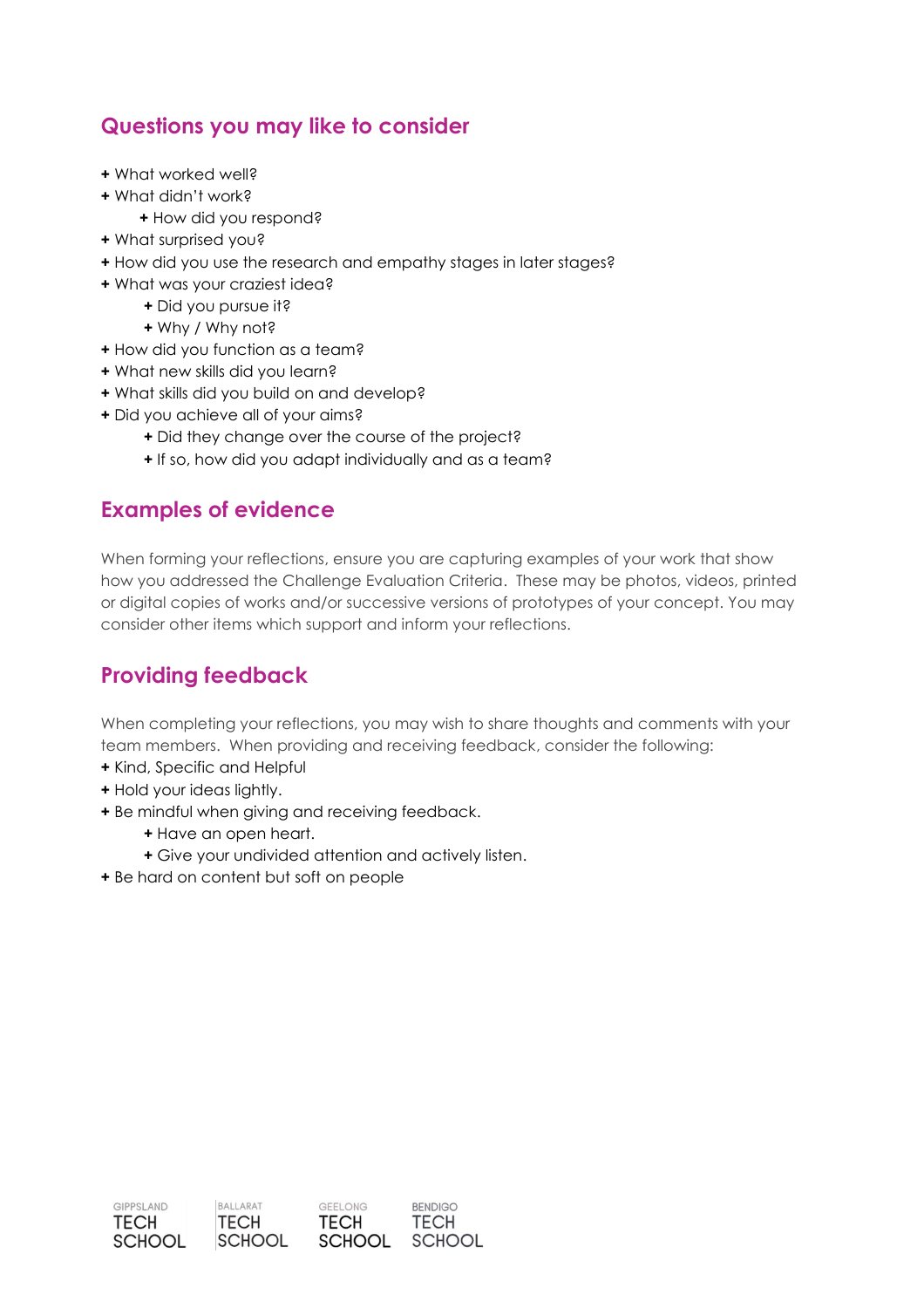## Questions you may like to consider

- What worked well?
- What didn't work?
  - How did you respond?
- What surprised you?
- How did you use the research and empathy stages in later stages?
- What was your craziest idea?
  - Did you pursue it?
  - Why / Why not?
- How did you function as a team?
- What new skills did you learn?
- What skills did you build on and develop?
- Did you achieve all of your aims?
  - Did they change over the course of the project?
  - If so, how did you adapt individually and as a team?

## Examples of evidence

When forming your reflections, ensure you are capturing examples of your work that show how you addressed the Challenge Evaluation Criteria. These may be photos, videos, printed or digital copies of works and/or successive versions of prototypes of your concept. You may consider other items which support and inform your reflections.

## Providing feedback

When completing your reflections, you may wish to share thoughts and comments with your team members. When providing and receiving feedback, consider the following:

- Kind, Specific and Helpful
- Hold your ideas lightly.
- Be mindful when giving and receiving feedback.
  - Have an open heart.
  - Give your undivided attention and actively listen.
- Be hard on content but soft on people